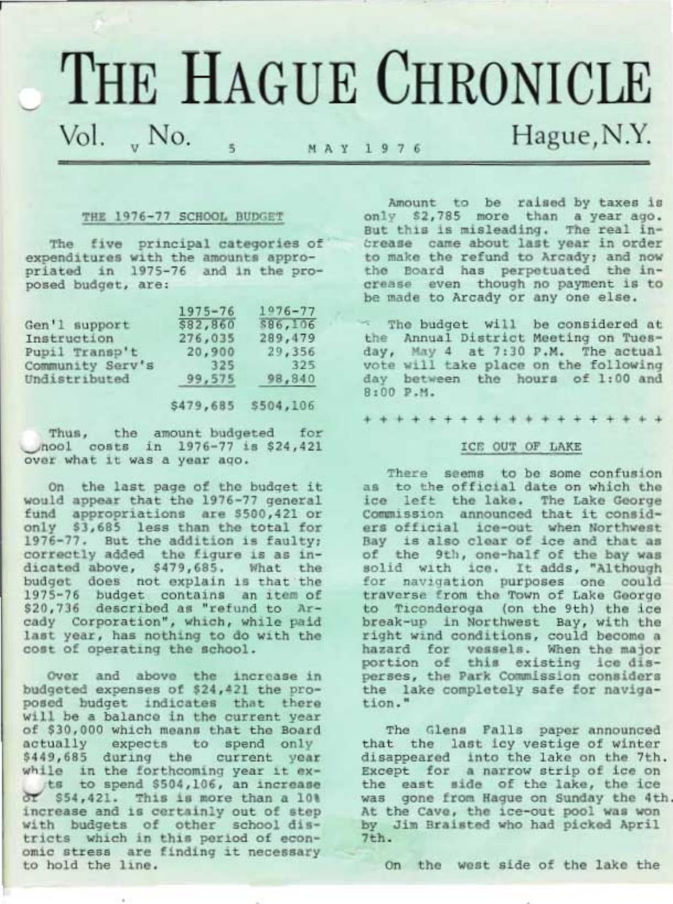# THE HAGUE CHRONICLE

Vol. V No. 5 MAY 1976 Hague, N.Y.

## THE 1976-77 SCHOOL BUDGET

The five principal categories of expenditures with the amounts appropriated in 1975-76 and in the proposed budget, are:

| | 1975-76 | 1976-77 |
|---|---|---|
| Gen'l support | $82,860 | $86,106 |
| Instruction | 276,035 | 289,479 |
| Pupil Transp't | 20,900 | 29,356 |
| Community Serv's | 325 | 325 |
| Undistributed | 99,575 | 98,840 |
| | $479,685 | $504,106 |

Thus, the amount budgeted for school costs in 1976-77 is $24,421 over what it was a year ago.

On the last page of the budget it would appear that the 1976-77 general fund appropriations are $500,421 or only $3,685 less than the total for 1976-77. But the addition is faulty; correctly added the figure is as indicated above, $479,685. What the budget does not explain is that the 1975-76 budget contains an item of $20,736 described as "refund to Arcady Corporation", which, while paid last year, has nothing to do with the cost of operating the school.

Over and above the increase in budgeted expenses of $24,421 the proposed budget indicates that there will be a balance in the current year of $30,000 which means that the Board actually expects to spend only $449,685 during the current year while in the forthcoming year it expects to spend $504,106, an increase of $54,421. This is more than a 10% increase and is certainly out of step with budgets of other school districts which in this period of economic stress are finding it necessary to hold the line.

Amount to be raised by taxes is only $2,785 more than a year ago. But this is misleading. The real increase came about last year in order to make the refund to Arcady; and now the Board has perpetuated the increase even though no payment is to be made to Arcady or any one else.

The budget will be considered at the Annual District Meeting on Tuesday, May 4 at 7:30 P.M. The actual vote will take place on the following day between the hours of 1:00 and 8:00 P.M.

+ + + + + + + + + + + + + + + + + + + +

## ICE OUT OF LAKE

There seems to be some confusion as to the official date on which the ice left the lake. The Lake George Commission announced that it considers official ice-out when Northwest Bay is also clear of ice and that as of the 9th, one-half of the bay was solid with ice. It adds, "Although for navigation purposes one could traverse from the Town of Lake George to Ticonderoga (on the 9th) the ice break-up in Northwest Bay, with the right wind conditions, could become a hazard for vessels. When the major portion of this existing ice disperses, the Park Commission considers the lake completely safe for navigation."

The Glens Falls paper announced that the last icy vestige of winter disappeared into the lake on the 7th. Except for a narrow strip of ice on the east side of the lake, the ice was gone from Hague on Sunday the 4th. At the Cave, the ice-out pool was won by Jim Braisted who had picked April 7th.

On the west side of the lake the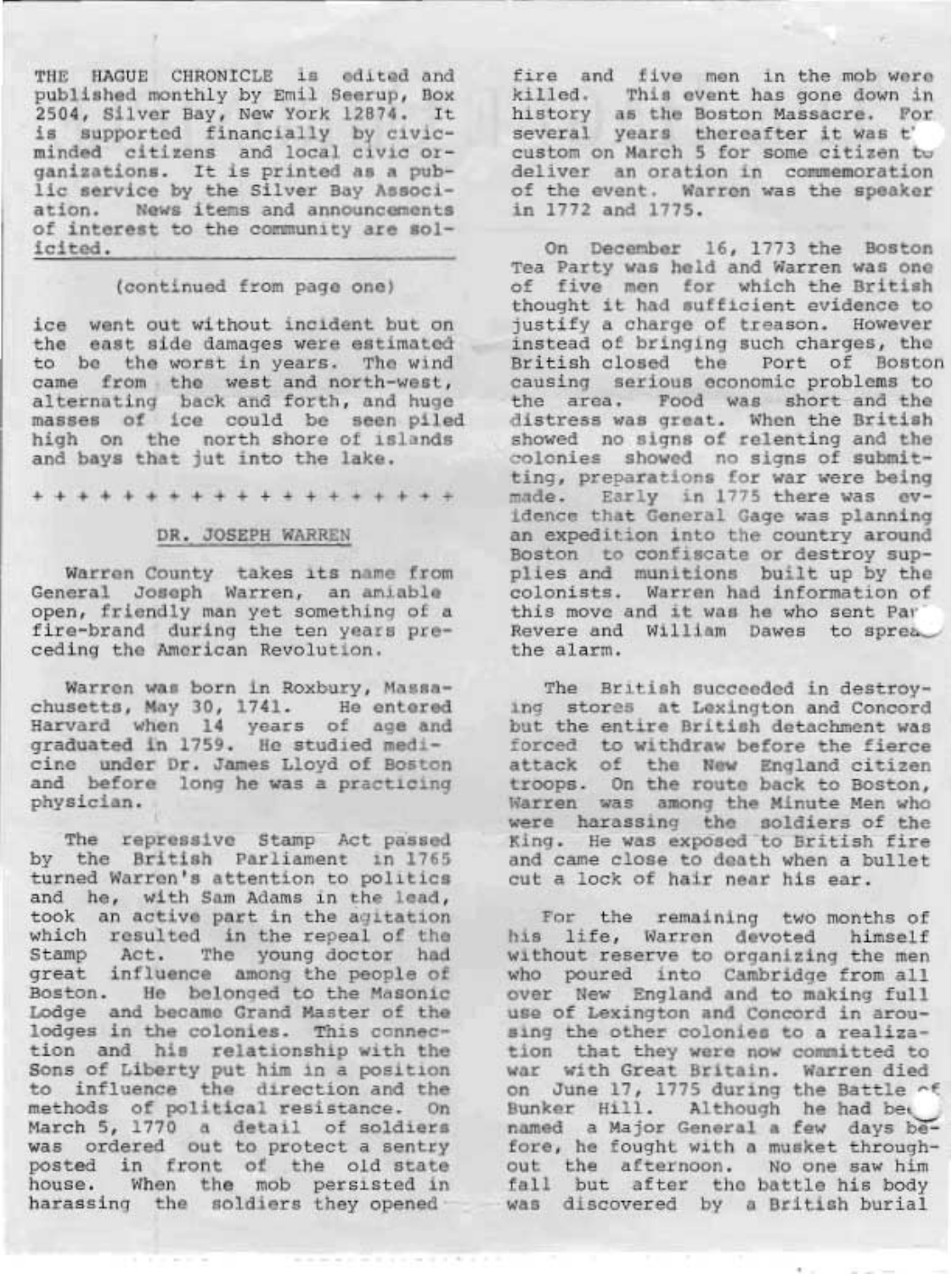THE HAGUE CHRONICLE is edited and published monthly by Emil Seerup, Box 2504, Silver Bay, New York 12874. It is supported financially by civic-minded citizens and local civic organizations. It is printed as a public service by the Silver Bay Association. News items and announcements of interest to the community are solicited.

(continued from page one)

ice went out without incident but on the east side damages were estimated to be the worst in years. The wind came from the west and north-west, alternating back and forth, and huge masses of ice could be seen piled high on the north shore of islands and bays that jut into the lake.

\+ + + + + + + + + + + + + + + + + + + +

## DR. JOSEPH WARREN

Warren County takes its name from General Joseph Warren, an amiable open, friendly man yet something of a fire-brand during the ten years preceding the American Revolution.

Warren was born in Roxbury, Massachusetts, May 30, 1741. He entered Harvard when 14 years of age and graduated in 1759. He studied medicine under Dr. James Lloyd of Boston and before long he was a practicing physician.

The repressive Stamp Act passed by the British Parliament in 1765 turned Warren's attention to politics and he, with Sam Adams in the lead, took an active part in the agitation which resulted in the repeal of the Stamp Act. The young doctor had great influence among the people of Boston. He belonged to the Masonic Lodge and became Grand Master of the lodges in the colonies. This connection and his relationship with the Sons of Liberty put him in a position to influence the direction and the methods of political resistance. On March 5, 1770 a detail of soldiers was ordered out to protect a sentry posted in front of the old state house. When the mob persisted in harassing the soldiers they opened fire and five men in the mob were killed. This event has gone down in history as the Boston Massacre. For several years thereafter it was the custom on March 5 for some citizen to deliver an oration in commemoration of the event. Warren was the speaker in 1772 and 1775.

On December 16, 1773 the Boston Tea Party was held and Warren was one of five men for which the British thought it had sufficient evidence to justify a charge of treason. However instead of bringing such charges, the British closed the Port of Boston causing serious economic problems to the area. Food was short and the distress was great. When the British showed no signs of relenting and the colonies showed no signs of submitting, preparations for war were being made. Early in 1775 there was evidence that General Gage was planning an expedition into the country around Boston to confiscate or destroy supplies and munitions built up by the colonists. Warren had information of this move and it was he who sent Paul Revere and William Dawes to spread the alarm.

The British succeeded in destroying stores at Lexington and Concord but the entire British detachment was forced to withdraw before the fierce attack of the New England citizen troops. On the route back to Boston, Warren was among the Minute Men who were harassing the soldiers of the King. He was exposed to British fire and came close to death when a bullet cut a lock of hair near his ear.

For the remaining two months of his life, Warren devoted himself without reserve to organizing the men who poured into Cambridge from all over New England and to making full use of Lexington and Concord in arousing the other colonies to a realization that they were now committed to war with Great Britain. Warren died on June 17, 1775 during the Battle of Bunker Hill. Although he had been named a Major General a few days before, he fought with a musket throughout the afternoon. No one saw him fall but after the battle his body was discovered by a British burial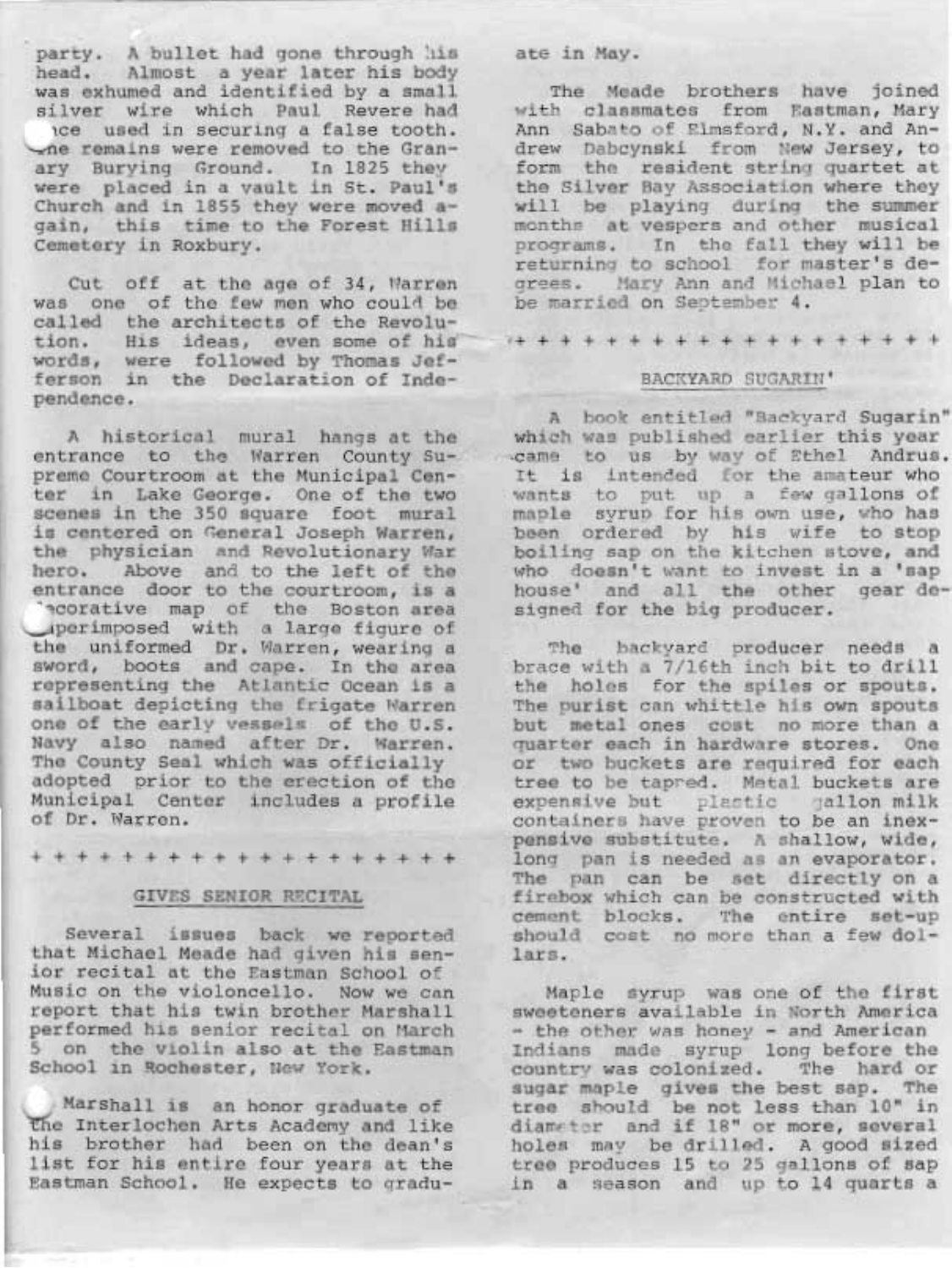party. A bullet had gone through his head. Almost a year later his body was exhumed and identified by a small silver wire which Paul Revere had once used in securing a false tooth. The remains were removed to the Granary Burying Ground. In 1825 they were placed in a vault in St. Paul's Church and in 1855 they were moved again, this time to the Forest Hills Cemetery in Roxbury.

Cut off at the age of 34, Warren was one of the few men who could be called the architects of the Revolution. His ideas, even some of his words, were followed by Thomas Jefferson in the Declaration of Independence.

A historical mural hangs at the entrance to the Warren County Supreme Courtroom at the Municipal Center in Lake George. One of the two scenes in the 350 square foot mural is centered on General Joseph Warren, the physician and Revolutionary War hero. Above and to the left of the entrance door to the courtroom, is a decorative map of the Boston area superimposed with a large figure of the uniformed Dr. Warren, wearing a sword, boots and cape. In the area representing the Atlantic Ocean is a sailboat depicting the frigate Warren one of the early vessels of the U.S. Navy also named after Dr. Warren. The County Seal which was officially adopted prior to the erection of the Municipal Center includes a profile of Dr. Warren.

+ + + + + + + + + + + + + + + + + + +

## GIVES SENIOR RECITAL

Several issues back we reported that Michael Meade had given his senior recital at the Eastman School of Music on the violoncello. Now we can report that his twin brother Marshall performed his senior recital on March 5 on the violin also at the Eastman School in Rochester, New York.

Marshall is an honor graduate of the Interlochen Arts Academy and like his brother had been on the dean's list for his entire four years at the Eastman School. He expects to graduate in May.

The Meade brothers have joined with classmates from Eastman, Mary Ann Sabato of Elmsford, N.Y. and Andrew Dabcynski from New Jersey, to form the resident string quartet at the Silver Bay Association where they will be playing during the summer months at vespers and other musical programs. In the fall they will be returning to school for master's degrees. Mary Ann and Michael plan to be married on September 4.

+ + + + + + + + + + + + + + + + + + +

## BACKYARD SUGARIN'

A book entitled "Backyard Sugarin" which was published earlier this year came to us by way of Ethel Andrus. It is intended for the amateur who wants to put up a few gallons of maple syrup for his own use, who has been ordered by his wife to stop boiling sap on the kitchen stove, and who doesn't want to invest in a 'sap house' and all the other gear designed for the big producer.

The backyard producer needs a brace with a 7/16th inch bit to drill the holes for the spiles or spouts. The purist can whittle his own spouts but metal ones cost no more than a quarter each in hardware stores. One or two buckets are required for each tree to be tapped. Metal buckets are expensive but plastic gallon milk containers have proven to be an inexpensive substitute. A shallow, wide, long pan is needed as an evaporator. The pan can be set directly on a firebox which can be constructed with cement blocks. The entire set-up should cost no more than a few dollars.

Maple syrup was one of the first sweeteners available in North America - the other was honey - and American Indians made syrup long before the country was colonized. The hard or sugar maple gives the best sap. The tree should be not less than 10" in diameter and if 18" or more, several holes may be drilled. A good sized tree produces 15 to 25 gallons of sap in a season and up to 14 quarts a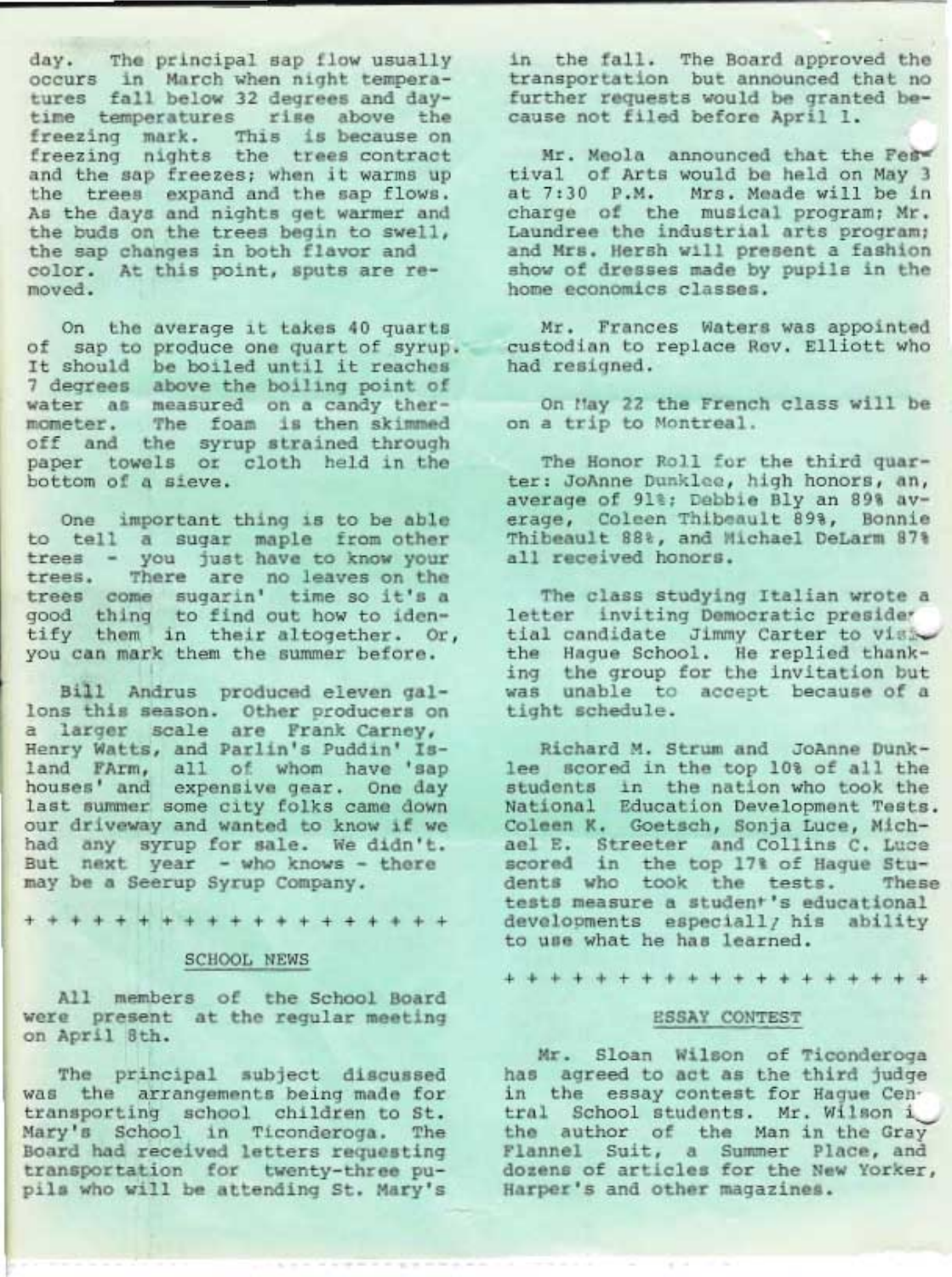day. The principal sap flow usually occurs in March when night temperatures fall below 32 degrees and daytime temperatures rise above the freezing mark. This is because on freezing nights the trees contract and the sap freezes; when it warms up the trees expand and the sap flows. As the days and nights get warmer and the buds on the trees begin to swell, the sap changes in both flavor and color. At this point, sputs are removed.

On the average it takes 40 quarts of sap to produce one quart of syrup. It should be boiled until it reaches 7 degrees above the boiling point of water as measured on a candy thermometer. The foam is then skimmed off and the syrup strained through paper towels or cloth held in the bottom of a sieve.

One important thing is to be able to tell a sugar maple from other trees - you just have to know your trees. There are no leaves on the trees come sugarin' time so it's a good thing to find out how to identify them in their altogether. Or, you can mark them the summer before.

Bill Andrus produced eleven gallons this season. Other producers on a larger scale are Frank Carney, Henry Watts, and Parlin's Puddin' Island FArm, all of whom have 'sap houses' and expensive gear. One day last summer some city folks came down our driveway and wanted to know if we had any syrup for sale. We didn't. But next year - who knows - there may be a Seerup Syrup Company.

+ + + + + + + + + + + + + + + + + + +

## SCHOOL NEWS

All members of the School Board were present at the regular meeting on April 8th.

The principal subject discussed was the arrangements being made for transporting school children to St. Mary's School in Ticonderoga. The Board had received letters requesting transportation for twenty-three pupils who will be attending St. Mary's in the fall. The Board approved the transportation but announced that no further requests would be granted because not filed before April 1.

Mr. Meola announced that the Festival of Arts would be held on May 3 at 7:30 P.M. Mrs. Meade will be in charge of the musical program; Mr. Laundree the industrial arts program; and Mrs. Hersh will present a fashion show of dresses made by pupils in the home economics classes.

Mr. Frances Waters was appointed custodian to replace Rev. Elliott who had resigned.

On May 22 the French class will be on a trip to Montreal.

The Honor Roll for the third quarter: JoAnne Dunklee, high honors, an, average of 91%; Debbie Bly an 89% average, Coleen Thibeault 89%, Bonnie Thibeault 88%, and Michael DeLarm 87% all received honors.

The class studying Italian wrote a letter inviting Democratic presidential candidate Jimmy Carter to visit the Hague School. He replied thanking the group for the invitation but was unable to accept because of a tight schedule.

Richard M. Strum and JoAnne Dunklee scored in the top 10% of all the students in the nation who took the National Education Development Tests. Coleen K. Goetsch, Sonja Luce, Michael E. Streeter and Collins C. Luce scored in the top 17% of Hague Students who took the tests. These tests measure a student's educational developments especially his ability to use what he has learned.

+ + + + + + + + + + + + + + + + + + + + +

## ESSAY CONTEST

Mr. Sloan Wilson of Ticonderoga has agreed to act as the third judge in the essay contest for Hague Central School students. Mr. Wilson is the author of the Man in the Gray Flannel Suit, a Summer Place, and dozens of articles for the New Yorker, Harper's and other magazines.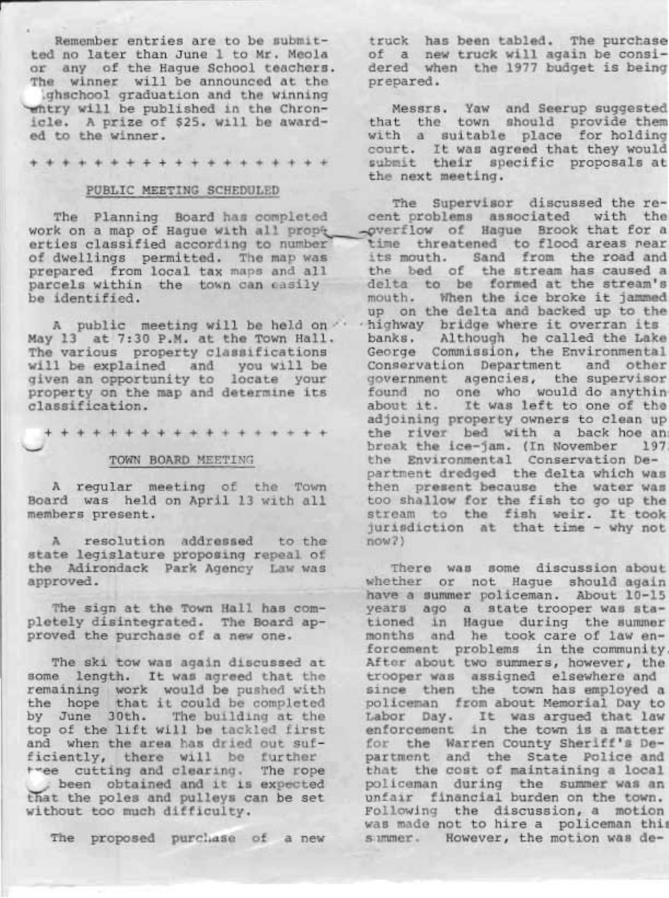Remember entries are to be submitted no later than June 1 to Mr. Meola or any of the Hague School teachers. The winner will be announced at the highschool graduation and the winning entry will be published in the Chronicle. A prize of $25. will be awarded to the winner.

+ + + + + + + + + + + + + + + + + + + +

## PUBLIC MEETING SCHEDULED

The Planning Board has completed work on a map of Hague with all properties classified according to number of dwellings permitted. The map was prepared from local tax maps and all parcels within the town can easily be identified.

A public meeting will be held on May 13 at 7:30 P.M. at the Town Hall. The various property classifications will be explained and you will be given an opportunity to locate your property on the map and determine its classification.

+ + + + + + + + + + + + + + + + + + + +

## TOWN BOARD MEETING

A regular meeting of the Town Board was held on April 13 with all members present.

A resolution addressed to the state legislature proposing repeal of the Adirondack Park Agency Law was approved.

The sign at the Town Hall has completely disintegrated. The Board approved the purchase of a new one.

The ski tow was again discussed at some length. It was agreed that the remaining work would be pushed with the hope that it could be completed by June 30th. The building at the top of the lift will be tackled first and when the area has dried out sufficiently, there will be further tree cutting and clearing. The rope has been obtained and it is expected that the poles and pulleys can be set without too much difficulty.

The proposed purchase of a new truck has been tabled. The purchase of a new truck will again be considered when the 1977 budget is being prepared.

Messrs. Yaw and Seerup suggested that the town should provide them with a suitable place for holding court. It was agreed that they would submit their specific proposals at the next meeting.

The Supervisor discussed the recent problems associated with the overflow of Hague Brook that for a time threatened to flood areas near its mouth. Sand from the road and the bed of the stream has caused a delta to be formed at the stream's mouth. When the ice broke it jammed up on the delta and backed up to the highway bridge where it overran its banks. Although he called the Lake George Commission, the Environmental Conservation Department and other government agencies, the supervisor found no one who would do anything about it. It was left to one of the adjoining property owners to clean up the river bed with a back hoe and break the ice-jam. (In November 197_ the Environmental Conservation Department dredged the delta which was then present because the water was too shallow for the fish to go up the stream to the fish weir. It took jurisdiction at that time - why not now?)

There was some discussion about whether or not Hague should again have a summer policeman. About 10-15 years ago a state trooper was stationed in Hague during the summer months and he took care of law enforcement problems in the community. After about two summers, however, the trooper was assigned elsewhere and since then the town has employed a policeman from about Memorial Day to Labor Day. It was argued that law enforcement in the town is a matter for the Warren County Sheriff's Department and the State Police and that the cost of maintaining a local policeman during the summer was an unfair financial burden on the town. Following the discussion, a motion was made not to hire a policeman this summer. However, the motion was de-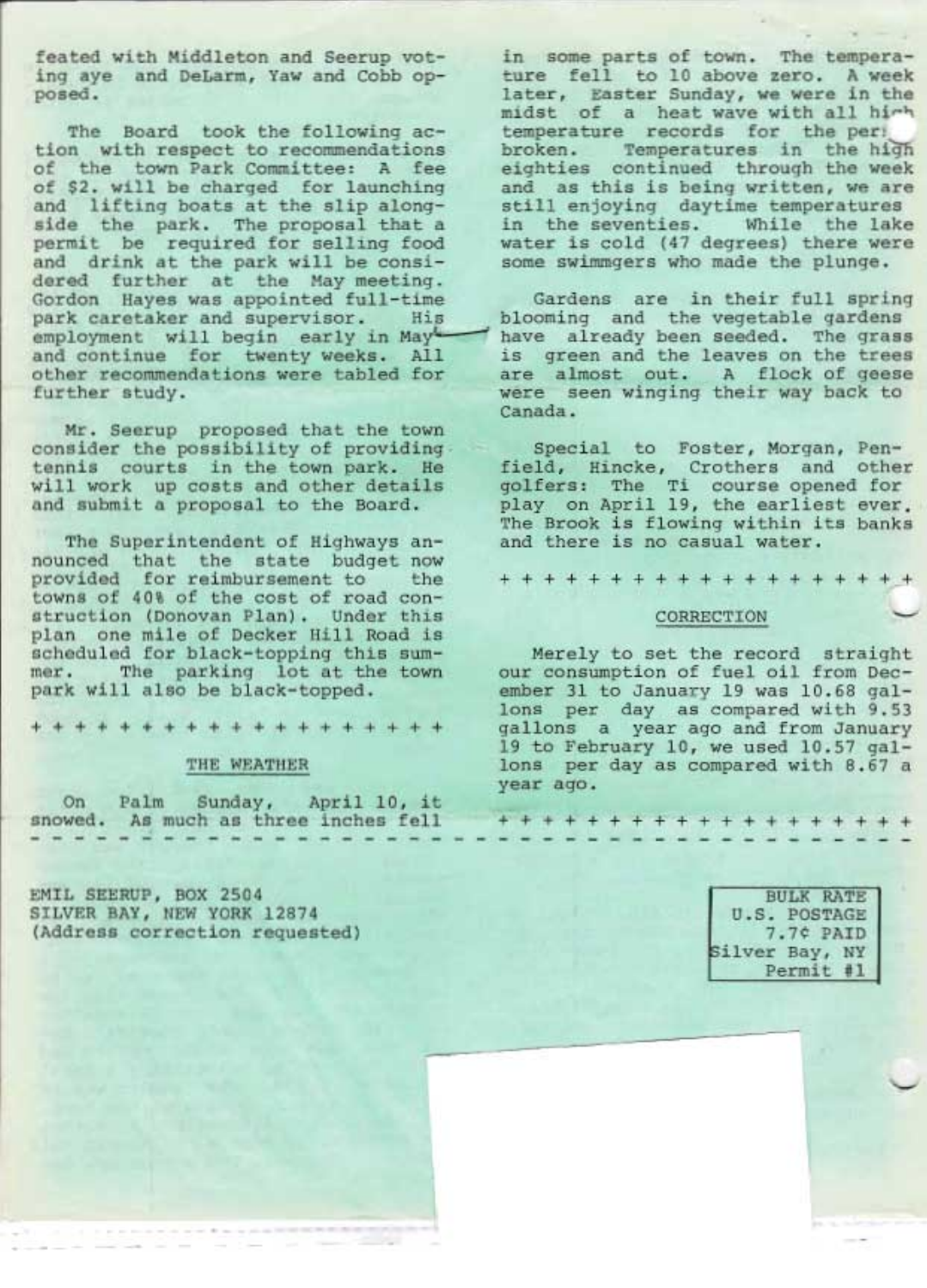feated with Middleton and Seerup voting aye and DeLarm, Yaw and Cobb opposed.

The Board took the following action with respect to recommendations of the town Park Committee: A fee of $2. will be charged for launching and lifting boats at the slip alongside the park. The proposal that a permit be required for selling food and drink at the park will be considered further at the May meeting. Gordon Hayes was appointed full-time park caretaker and supervisor. His employment will begin early in May and continue for twenty weeks. All other recommendations were tabled for further study.

Mr. Seerup proposed that the town consider the possibility of providing tennis courts in the town park. He will work up costs and other details and submit a proposal to the Board.

The Superintendent of Highways announced that the state budget now provided for reimbursement to the towns of 40% of the cost of road construction (Donovan Plan). Under this plan one mile of Decker Hill Road is scheduled for black-topping this summer. The parking lot at the town park will also be black-topped.

\+ + + + + + + + + + + + + + + + + + + +

## THE WEATHER

On Palm Sunday, April 10, it snowed. As much as three inches fell in some parts of town. The temperature fell to 10 above zero. A week later, Easter Sunday, we were in the midst of a heat wave with all high temperature records for the period broken. Temperatures in the high eighties continued through the week and as this is being written, we are still enjoying daytime temperatures in the seventies. While the lake water is cold (47 degrees) there were some swimmgers who made the plunge.

Gardens are in their full spring blooming and the vegetable gardens have already been seeded. The grass is green and the leaves on the trees are almost out. A flock of geese were seen winging their way back to Canada.

Special to Foster, Morgan, Penfield, Hincke, Crothers and other golfers: The Ti course opened for play on April 19, the earliest ever. The Brook is flowing within its banks and there is no casual water.

\+ + + + + + + + + + + + + + + + + + + +

## CORRECTION

Merely to set the record straight our consumption of fuel oil from December 31 to January 19 was 10.68 gallons per day as compared with 9.53 gallons a year ago and from January 19 to February 10, we used 10.57 gallons per day as compared with 8.67 a year ago.

\+ + + + + + + + + + + + + + + + + + + +

EMIL SEERUP, BOX 2504
SILVER BAY, NEW YORK 12874
(Address correction requested)

BULK RATE
U.S. POSTAGE
7.7¢ PAID
Silver Bay, NY
Permit #1